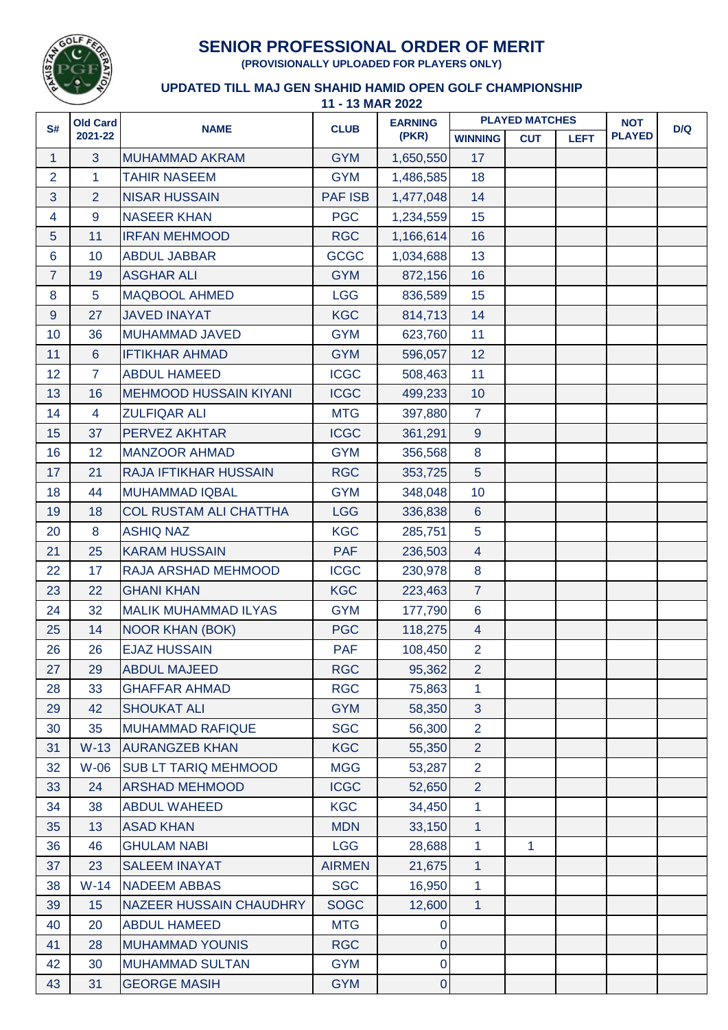# SENIOR PROFESSIONAL ORDER OF MERIT

**(PROVISIONALLY UPLOADED FOR PLAYERS ONLY)**

## UPDATED TILL MAJ GEN SHAHID HAMID OPEN GOLF CHAMPIONSHIP

**11 - 13 MAR 2022**

| S# | Old Card 2021-22 | NAME | CLUB | EARNING (PKR) | PLAYED MATCHES | | | NOT PLAYED | D/Q |
|---|---|---|---|---|---|---|---|---|---|
| | | | | | WINNING | CUT | LEFT | | |
| 1 | 3 | MUHAMMAD AKRAM | GYM | 1,650,550 | 17 | | | | |
| 2 | 1 | TAHIR NASEEM | GYM | 1,486,585 | 18 | | | | |
| 3 | 2 | NISAR HUSSAIN | PAF ISB | 1,477,048 | 14 | | | | |
| 4 | 9 | NASEER KHAN | PGC | 1,234,559 | 15 | | | | |
| 5 | 11 | IRFAN MEHMOOD | RGC | 1,166,614 | 16 | | | | |
| 6 | 10 | ABDUL JABBAR | GCGC | 1,034,688 | 13 | | | | |
| 7 | 19 | ASGHAR ALI | GYM | 872,156 | 16 | | | | |
| 8 | 5 | MAQBOOL AHMED | LGG | 836,589 | 15 | | | | |
| 9 | 27 | JAVED INAYAT | KGC | 814,713 | 14 | | | | |
| 10 | 36 | MUHAMMAD JAVED | GYM | 623,760 | 11 | | | | |
| 11 | 6 | IFTIKHAR AHMAD | GYM | 596,057 | 12 | | | | |
| 12 | 7 | ABDUL HAMEED | ICGC | 508,463 | 11 | | | | |
| 13 | 16 | MEHMOOD HUSSAIN KIYANI | ICGC | 499,233 | 10 | | | | |
| 14 | 4 | ZULFIQAR ALI | MTG | 397,880 | 7 | | | | |
| 15 | 37 | PERVEZ AKHTAR | ICGC | 361,291 | 9 | | | | |
| 16 | 12 | MANZOOR AHMAD | GYM | 356,568 | 8 | | | | |
| 17 | 21 | RAJA IFTIKHAR HUSSAIN | RGC | 353,725 | 5 | | | | |
| 18 | 44 | MUHAMMAD IQBAL | GYM | 348,048 | 10 | | | | |
| 19 | 18 | COL RUSTAM ALI CHATTHA | LGG | 336,838 | 6 | | | | |
| 20 | 8 | ASHIQ NAZ | KGC | 285,751 | 5 | | | | |
| 21 | 25 | KARAM HUSSAIN | PAF | 236,503 | 4 | | | | |
| 22 | 17 | RAJA ARSHAD MEHMOOD | ICGC | 230,978 | 8 | | | | |
| 23 | 22 | GHANI KHAN | KGC | 223,463 | 7 | | | | |
| 24 | 32 | MALIK MUHAMMAD ILYAS | GYM | 177,790 | 6 | | | | |
| 25 | 14 | NOOR KHAN (BOK) | PGC | 118,275 | 4 | | | | |
| 26 | 26 | EJAZ HUSSAIN | PAF | 108,450 | 2 | | | | |
| 27 | 29 | ABDUL MAJEED | RGC | 95,362 | 2 | | | | |
| 28 | 33 | GHAFFAR AHMAD | RGC | 75,863 | 1 | | | | |
| 29 | 42 | SHOUKAT ALI | GYM | 58,350 | 3 | | | | |
| 30 | 35 | MUHAMMAD RAFIQUE | SGC | 56,300 | 2 | | | | |
| 31 | W-13 | AURANGZEB KHAN | KGC | 55,350 | 2 | | | | |
| 32 | W-06 | SUB LT TARIQ MEHMOOD | MGG | 53,287 | 2 | | | | |
| 33 | 24 | ARSHAD MEHMOOD | ICGC | 52,650 | 2 | | | | |
| 34 | 38 | ABDUL WAHEED | KGC | 34,450 | 1 | | | | |
| 35 | 13 | ASAD KHAN | MDN | 33,150 | 1 | | | | |
| 36 | 46 | GHULAM NABI | LGG | 28,688 | 1 | 1 | | | |
| 37 | 23 | SALEEM INAYAT | AIRMEN | 21,675 | 1 | | | | |
| 38 | W-14 | NADEEM ABBAS | SGC | 16,950 | 1 | | | | |
| 39 | 15 | NAZEER HUSSAIN CHAUDHRY | SOGC | 12,600 | 1 | | | | |
| 40 | 20 | ABDUL HAMEED | MTG | 0 | | | | | |
| 41 | 28 | MUHAMMAD YOUNIS | RGC | 0 | | | | | |
| 42 | 30 | MUHAMMAD SULTAN | GYM | 0 | | | | | |
| 43 | 31 | GEORGE MASIH | GYM | 0 | | | | | |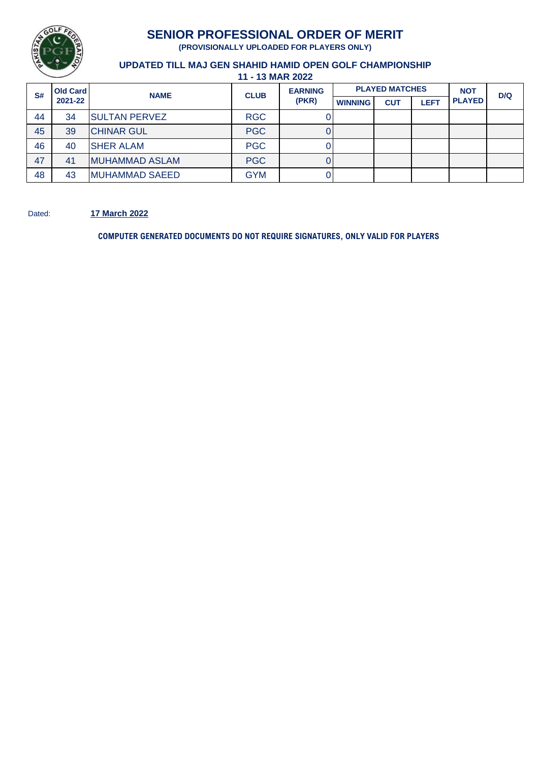# SENIOR PROFESSIONAL ORDER OF MERIT

**(PROVISIONALLY UPLOADED FOR PLAYERS ONLY)**

## UPDATED TILL MAJ GEN SHAHID HAMID OPEN GOLF CHAMPIONSHIP

**11 - 13 MAR 2022**

| S# | Old Card 2021-22 | NAME | CLUB | EARNING (PKR) | PLAYED MATCHES | | | NOT PLAYED | D/Q |
|---|---|---|---|---|---|---|---|---|---|
| | | | | | WINNING | CUT | LEFT | | |
| 44 | 34 | SULTAN PERVEZ | RGC | 0 | | | | | |
| 45 | 39 | CHINAR GUL | PGC | 0 | | | | | |
| 46 | 40 | SHER ALAM | PGC | 0 | | | | | |
| 47 | 41 | MUHAMMAD ASLAM | PGC | 0 | | | | | |
| 48 | 43 | MUHAMMAD SAEED | GYM | 0 | | | | | |

Dated: **17 March 2022**

**COMPUTER GENERATED DOCUMENTS DO NOT REQUIRE SIGNATURES, ONLY VALID FOR PLAYERS**